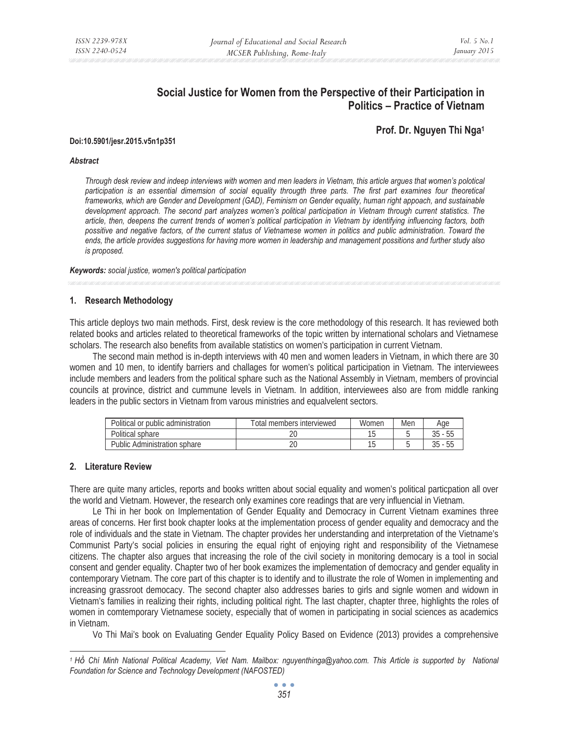# Social Justice for Women from the Perspective of their Participation in Politics – Practice of Vietnam

**Prof. Dr. Nguyen Thi Nga**[1]

**Doi:10.5901/jesr.2015.v5n1p351**

***Abstract***

*Through desk review and indeep interviews with women and men leaders in Vietnam, this article argues that women's polotical participation is an essential dimemsion of social equality througth three parts. The first part examines four theoretical frameworks, which are Gender and Development (GAD), Feminism on Gender equality, human right appoach, and sustainable development approach. The second part analyzes women's political participation in Vietnam through current statistics. The article, then, deepens the current trends of women's political participation in Vietnam by identifying influencing factors, both possitive and negative factors, of the current status of Vietnamese women in politics and public administration. Toward the ends, the article provides suggestions for having more women in leadership and management possitions and further study also is proposed.*

***Keywords:*** *social justice, women's political participation*

## 1. Research Methodology

This article deploys two main methods. First, desk review is the core methodology of this research. It has reviewed both related books and articles related to theoretical frameworks of the topic written by international scholars and Vietnamese scholars. The research also benefits from available statistics on women's participation in current Vietnam.

The second main method is in-depth interviews with 40 men and women leaders in Vietnam, in which there are 30 women and 10 men, to identify barriers and challages for women's political participation in Vietnam. The interviewees include members and leaders from the political sphare such as the National Assembly in Vietnam, members of provincial councils at province, district and cummune levels in Vietnam. In addition, interviewees also are from middle ranking leaders in the public sectors in Vietnam from varous ministries and equalvelent sectors.

| Political or public administration | Total members interviewed | Women | Men | Age |
|---|---|---|---|---|
| Political sphare | 20 | 15 | 5 | 35 - 55 |
| Public Administration sphare | 20 | 15 | 5 | 35 - 55 |

## 2. Literature Review

There are quite many articles, reports and books written about social equality and women's political particpation all over the world and Vietnam. However, the research only examines core readings that are very influencial in Vietnam.

Le Thi in her book on Implementation of Gender Equality and Democracy in Current Vietnam examines three areas of concerns. Her first book chapter looks at the implementation process of gender equality and democracy and the role of individuals and the state in Vietnam. The chapter provides her understanding and interpretation of the Vietname's Communist Party's social policies in ensuring the equal right of enjoying right and responsibility of the Vietnamese citizens. The chapter also argues that increasing the role of the civil society in monitoring democacy is a tool in social consent and gender equality. Chapter two of her book examizes the implementation of democracy and gender equality in contemporary Vietnam. The core part of this chapter is to identify and to illustrate the role of Women in implementing and increasing grassroot democacy. The second chapter also addresses baries to girls and signle women and widown in Vietnam's families in realizing their rights, including political right. The last chapter, chapter three, highlights the roles of women in comtemporary Vietnamese society, especially that of women in participating in social sciences as academics in Vietnam.

Vo Thi Mai's book on Evaluating Gender Equality Policy Based on Evidence (2013) provides a comprehensive

---

[1] *Hồ Chí Minh National Political Academy, Viet Nam. Mailbox: nguyenthinga@yahoo.com. This Article is supported by National Foundation for Science and Technology Development (NAFOSTED)*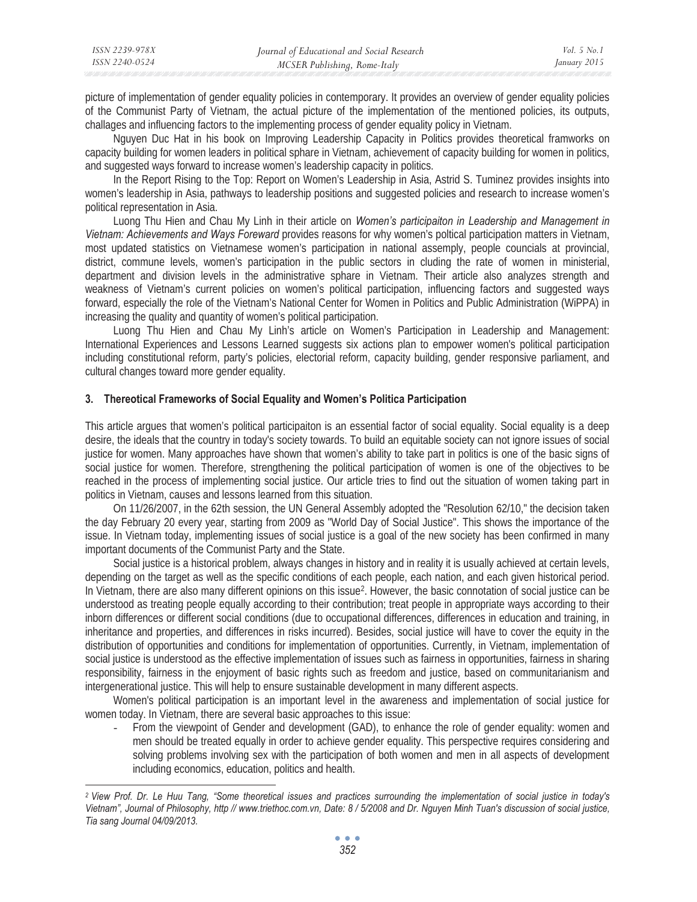picture of implementation of gender equality policies in contemporary. It provides an overview of gender equality policies of the Communist Party of Vietnam, the actual picture of the implementation of the mentioned policies, its outputs, challages and influencing factors to the implementing process of gender equality policy in Vietnam.

Nguyen Duc Hat in his book on Improving Leadership Capacity in Politics provides theoretical framworks on capacity building for women leaders in political sphare in Vietnam, achievement of capacity building for women in politics, and suggested ways forward to increase women's leadership capacity in politics.

In the Report Rising to the Top: Report on Women's Leadership in Asia, Astrid S. Tuminez provides insights into women's leadership in Asia, pathways to leadership positions and suggested policies and research to increase women's political representation in Asia.

Luong Thu Hien and Chau My Linh in their article on *Women's participaiton in Leadership and Management in Vietnam: Achievements and Ways Foreward* provides reasons for why women's poltical participation matters in Vietnam, most updated statistics on Vietnamese women's participation in national assemply, people councials at provincial, district, commune levels, women's participation in the public sectors in cluding the rate of women in ministerial, department and division levels in the administrative sphere in Vietnam. Their article also analyzes strength and weakness of Vietnam's current policies on women's political participation, influencing factors and suggested ways forward, especially the role of the Vietnam's National Center for Women in Politics and Public Administration (WiPPA) in increasing the quality and quantity of women's political participation.

Luong Thu Hien and Chau My Linh's article on Women's Participation in Leadership and Management: International Experiences and Lessons Learned suggests six actions plan to empower women's political participation including constitutional reform, party's policies, electorial reform, capacity building, gender responsive parliament, and cultural changes toward more gender equality.

## 3. Thereotical Frameworks of Social Equality and Women's Politica Participation

This article argues that women's political participaiton is an essential factor of social equality. Social equality is a deep desire, the ideals that the country in today's society towards. To build an equitable society can not ignore issues of social justice for women. Many approaches have shown that women's ability to take part in politics is one of the basic signs of social justice for women. Therefore, strengthening the political participation of women is one of the objectives to be reached in the process of implementing social justice. Our article tries to find out the situation of women taking part in politics in Vietnam, causes and lessons learned from this situation.

On 11/26/2007, in the 62th session, the UN General Assembly adopted the "Resolution 62/10," the decision taken the day February 20 every year, starting from 2009 as "World Day of Social Justice". This shows the importance of the issue. In Vietnam today, implementing issues of social justice is a goal of the new society has been confirmed in many important documents of the Communist Party and the State.

Social justice is a historical problem, always changes in history and in reality it is usually achieved at certain levels, depending on the target as well as the specific conditions of each people, each nation, and each given historical period. In Vietnam, there are also many different opinions on this issue[2]. However, the basic connotation of social justice can be understood as treating people equally according to their contribution; treat people in appropriate ways according to their inborn differences or different social conditions (due to occupational differences, differences in education and training, in inheritance and properties, and differences in risks incurred). Besides, social justice will have to cover the equity in the distribution of opportunities and conditions for implementation of opportunities. Currently, in Vietnam, implementation of social justice is understood as the effective implementation of issues such as fairness in opportunities, fairness in sharing responsibility, fairness in the enjoyment of basic rights such as freedom and justice, based on communitarianism and intergenerational justice. This will help to ensure sustainable development in many different aspects.

Women's political participation is an important level in the awareness and implementation of social justice for women today. In Vietnam, there are several basic approaches to this issue:

- From the viewpoint of Gender and development (GAD), to enhance the role of gender equality: women and men should be treated equally in order to achieve gender equality. This perspective requires considering and solving problems involving sex with the participation of both women and men in all aspects of development including economics, education, politics and health.

---

*[2] View Prof. Dr. Le Huu Tang, "Some theoretical issues and practices surrounding the implementation of social justice in today's Vietnam", Journal of Philosophy, http // www.triethoc.com.vn, Date: 8 / 5/2008 and Dr. Nguyen Minh Tuan's discussion of social justice, Tia sang Journal 04/09/2013.*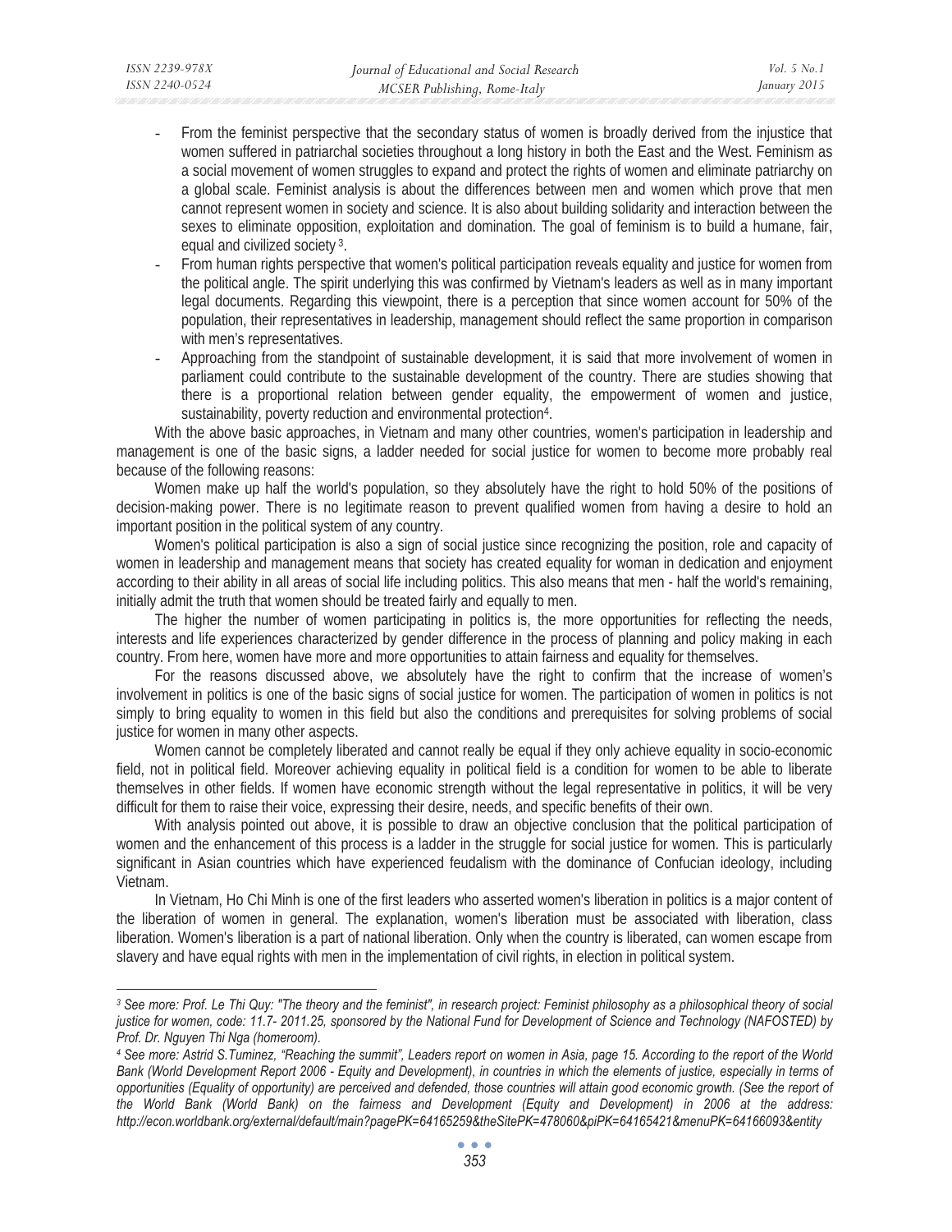- From the feminist perspective that the secondary status of women is broadly derived from the injustice that women suffered in patriarchal societies throughout a long history in both the East and the West. Feminism as a social movement of women struggles to expand and protect the rights of women and eliminate patriarchy on a global scale. Feminist analysis is about the differences between men and women which prove that men cannot represent women in society and science. It is also about building solidarity and interaction between the sexes to eliminate opposition, exploitation and domination. The goal of feminism is to build a humane, fair, equal and civilized society [3].
- From human rights perspective that women's political participation reveals equality and justice for women from the political angle. The spirit underlying this was confirmed by Vietnam's leaders as well as in many important legal documents. Regarding this viewpoint, there is a perception that since women account for 50% of the population, their representatives in leadership, management should reflect the same proportion in comparison with men's representatives.
- Approaching from the standpoint of sustainable development, it is said that more involvement of women in parliament could contribute to the sustainable development of the country. There are studies showing that there is a proportional relation between gender equality, the empowerment of women and justice, sustainability, poverty reduction and environmental protection[4].

With the above basic approaches, in Vietnam and many other countries, women's participation in leadership and management is one of the basic signs, a ladder needed for social justice for women to become more probably real because of the following reasons:

Women make up half the world's population, so they absolutely have the right to hold 50% of the positions of decision-making power. There is no legitimate reason to prevent qualified women from having a desire to hold an important position in the political system of any country.

Women's political participation is also a sign of social justice since recognizing the position, role and capacity of women in leadership and management means that society has created equality for woman in dedication and enjoyment according to their ability in all areas of social life including politics. This also means that men - half the world's remaining, initially admit the truth that women should be treated fairly and equally to men.

The higher the number of women participating in politics is, the more opportunities for reflecting the needs, interests and life experiences characterized by gender difference in the process of planning and policy making in each country. From here, women have more and more opportunities to attain fairness and equality for themselves.

For the reasons discussed above, we absolutely have the right to confirm that the increase of women's involvement in politics is one of the basic signs of social justice for women. The participation of women in politics is not simply to bring equality to women in this field but also the conditions and prerequisites for solving problems of social justice for women in many other aspects.

Women cannot be completely liberated and cannot really be equal if they only achieve equality in socio-economic field, not in political field. Moreover achieving equality in political field is a condition for women to be able to liberate themselves in other fields. If women have economic strength without the legal representative in politics, it will be very difficult for them to raise their voice, expressing their desire, needs, and specific benefits of their own.

With analysis pointed out above, it is possible to draw an objective conclusion that the political participation of women and the enhancement of this process is a ladder in the struggle for social justice for women. This is particularly significant in Asian countries which have experienced feudalism with the dominance of Confucian ideology, including Vietnam.

In Vietnam, Ho Chi Minh is one of the first leaders who asserted women's liberation in politics is a major content of the liberation of women in general. The explanation, women's liberation must be associated with liberation, class liberation. Women's liberation is a part of national liberation. Only when the country is liberated, can women escape from slavery and have equal rights with men in the implementation of civil rights, in election in political system.

---

*[3] See more: Prof. Le Thi Quy: "The theory and the feminist", in research project: Feminist philosophy as a philosophical theory of social justice for women, code: 11.7- 2011.25, sponsored by the National Fund for Development of Science and Technology (NAFOSTED) by Prof. Dr. Nguyen Thi Nga (homeroom).*

*[4] See more: Astrid S.Tuminez, "Reaching the summit", Leaders report on women in Asia, page 15. According to the report of the World Bank (World Development Report 2006 - Equity and Development), in countries in which the elements of justice, especially in terms of opportunities (Equality of opportunity) are perceived and defended, those countries will attain good economic growth. (See the report of the World Bank (World Bank) on the fairness and Development (Equity and Development) in 2006 at the address: http://econ.worldbank.org/external/default/main?pagePK=64165259&theSitePK=478060&piPK=64165421&menuPK=64166093&entity*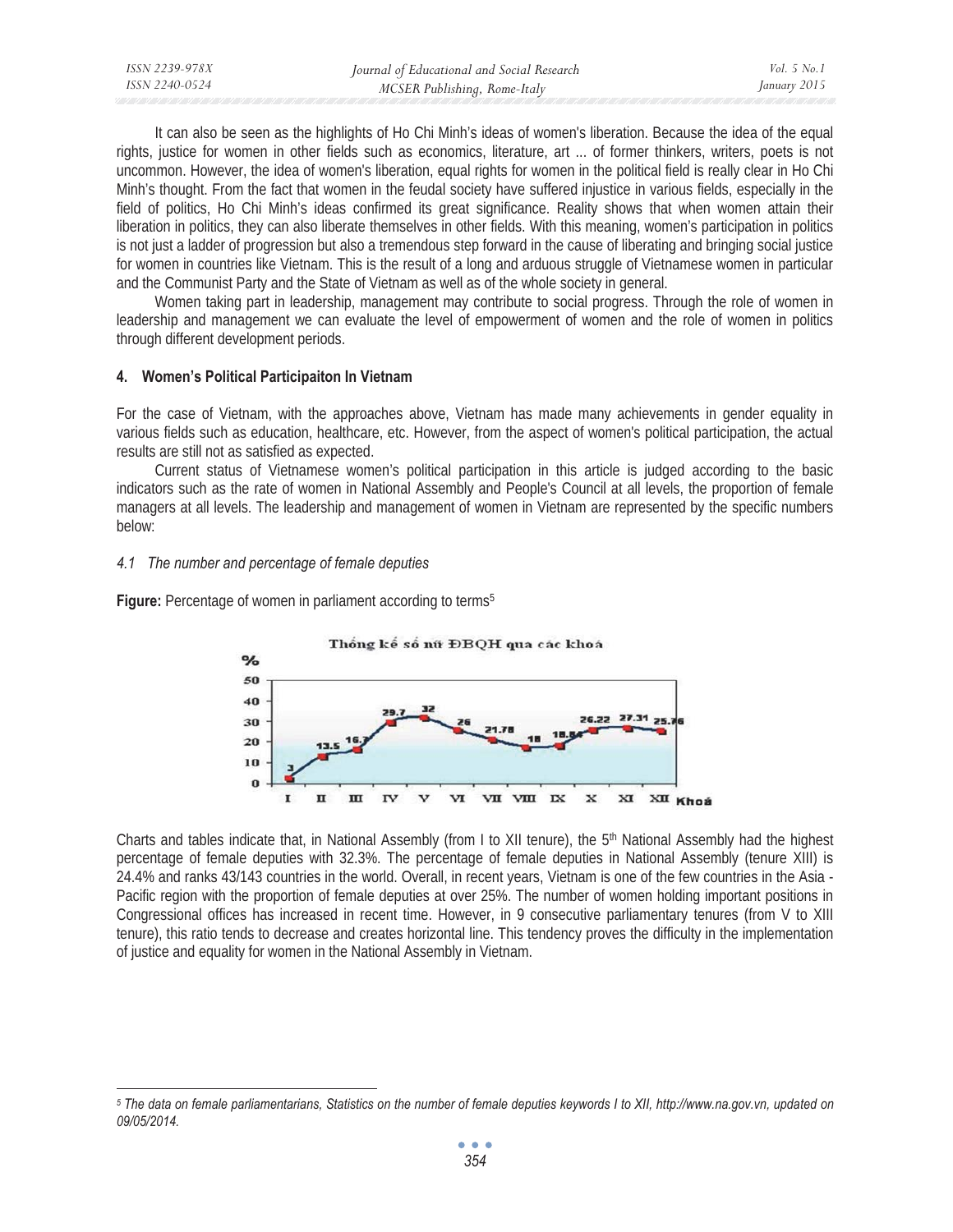It can also be seen as the highlights of Ho Chi Minh's ideas of women's liberation. Because the idea of the equal rights, justice for women in other fields such as economics, literature, art ... of former thinkers, writers, poets is not uncommon. However, the idea of women's liberation, equal rights for women in the political field is really clear in Ho Chi Minh's thought. From the fact that women in the feudal society have suffered injustice in various fields, especially in the field of politics, Ho Chi Minh's ideas confirmed its great significance. Reality shows that when women attain their liberation in politics, they can also liberate themselves in other fields. With this meaning, women's participation in politics is not just a ladder of progression but also a tremendous step forward in the cause of liberating and bringing social justice for women in countries like Vietnam. This is the result of a long and arduous struggle of Vietnamese women in particular and the Communist Party and the State of Vietnam as well as of the whole society in general.

Women taking part in leadership, management may contribute to social progress. Through the role of women in leadership and management we can evaluate the level of empowerment of women and the role of women in politics through different development periods.

## 4. Women's Political Participaiton In Vietnam

For the case of Vietnam, with the approaches above, Vietnam has made many achievements in gender equality in various fields such as education, healthcare, etc. However, from the aspect of women's political participation, the actual results are still not as satisfied as expected.

Current status of Vietnamese women's political participation in this article is judged according to the basic indicators such as the rate of women in National Assembly and People's Council at all levels, the proportion of female managers at all levels. The leadership and management of women in Vietnam are represented by the specific numbers below:

### *4.1 The number and percentage of female deputies*

**Figure:** Percentage of women in parliament according to terms[5]

Thống kê số nữ ĐBQH qua các khoá

| Khoá | I | II | III | IV | V | VI | VII | VIII | IX | X | XI | XII |
|---|---|---|---|---|---|---|---|---|---|---|---|---|
| % | 3 | 13.5 | 16.7 | 29.7 | 32 | 26 | 21.78 | 18 | 18.84 | 26.22 | 27.31 | 25.76 |

Charts and tables indicate that, in National Assembly (from I to XII tenure), the 5th National Assembly had the highest percentage of female deputies with 32.3%. The percentage of female deputies in National Assembly (tenure XIII) is 24.4% and ranks 43/143 countries in the world. Overall, in recent years, Vietnam is one of the few countries in the Asia - Pacific region with the proportion of female deputies at over 25%. The number of women holding important positions in Congressional offices has increased in recent time. However, in 9 consecutive parliamentary tenures (from V to XIII tenure), this ratio tends to decrease and creates horizontal line. This tendency proves the difficulty in the implementation of justice and equality for women in the National Assembly in Vietnam.

---

[5] *The data on female parliamentarians, Statistics on the number of female deputies keywords I to XII, http://www.na.gov.vn, updated on 09/05/2014.*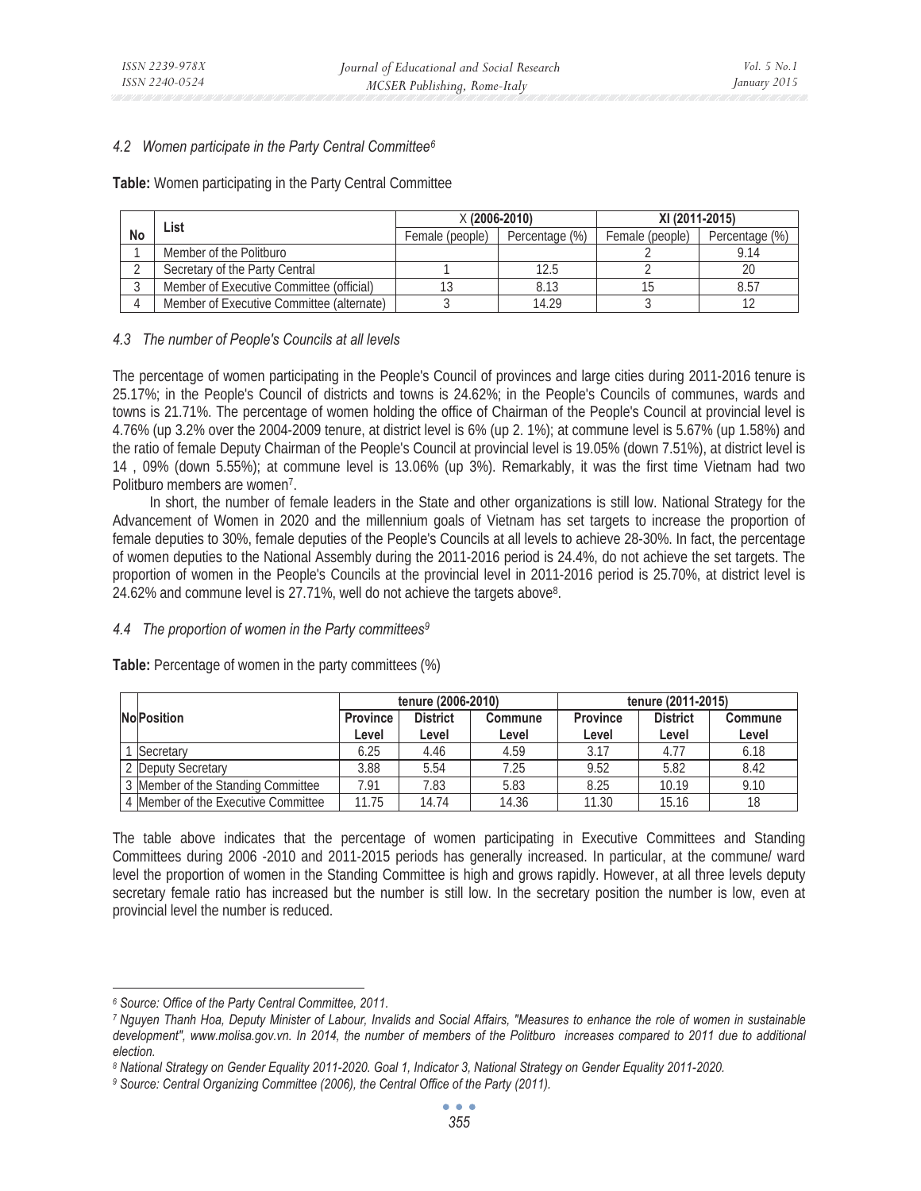### 4.2 Women participate in the Party Central Committee[6]

**Table:** Women participating in the Party Central Committee

| No | List | X **(2006-2010)** | | **XI (2011-2015)** | |
|---|---|---|---|---|---|
| | | Female (people) | Percentage (%) | Female (people) | Percentage (%) |
| 1 | Member of the Politburo | | | 2 | 9.14 |
| 2 | Secretary of the Party Central | 1 | 12.5 | 2 | 20 |
| 3 | Member of Executive Committee (official) | 13 | 8.13 | 15 | 8.57 |
| 4 | Member of Executive Committee (alternate) | 3 | 14.29 | 3 | 12 |

### 4.3 The number of People's Councils at all levels

The percentage of women participating in the People's Council of provinces and large cities during 2011-2016 tenure is 25.17%; in the People's Council of districts and towns is 24.62%; in the People's Councils of communes, wards and towns is 21.71%. The percentage of women holding the office of Chairman of the People's Council at provincial level is 4.76% (up 3.2% over the 2004-2009 tenure, at district level is 6% (up 2. 1%); at commune level is 5.67% (up 1.58%) and the ratio of female Deputy Chairman of the People's Council at provincial level is 19.05% (down 7.51%), at district level is 14 , 09% (down 5.55%); at commune level is 13.06% (up 3%). Remarkably, it was the first time Vietnam had two Politburo members are women[7].

In short, the number of female leaders in the State and other organizations is still low. National Strategy for the Advancement of Women in 2020 and the millennium goals of Vietnam has set targets to increase the proportion of female deputies to 30%, female deputies of the People's Councils at all levels to achieve 28-30%. In fact, the percentage of women deputies to the National Assembly during the 2011-2016 period is 24.4%, do not achieve the set targets. The proportion of women in the People's Councils at the provincial level in 2011-2016 period is 25.70%, at district level is 24.62% and commune level is 27.71%, well do not achieve the targets above[8].

### 4.4 The proportion of women in the Party committees[9]

**Table:** Percentage of women in the party committees (%)

| No | Position | tenure (2006-2010) | | | tenure (2011-2015) | | |
|---|---|---|---|---|---|---|---|
| | | Province Level | District Level | Commune Level | Province Level | District Level | Commune Level |
| 1 | Secretary | 6.25 | 4.46 | 4.59 | 3.17 | 4.77 | 6.18 |
| 2 | Deputy Secretary | 3.88 | 5.54 | 7.25 | 9.52 | 5.82 | 8.42 |
| 3 | Member of the Standing Committee | 7.91 | 7.83 | 5.83 | 8.25 | 10.19 | 9.10 |
| 4 | Member of the Executive Committee | 11.75 | 14.74 | 14.36 | 11.30 | 15.16 | 18 |

The table above indicates that the percentage of women participating in Executive Committees and Standing Committees during 2006 -2010 and 2011-2015 periods has generally increased. In particular, at the commune/ ward level the proportion of women in the Standing Committee is high and grows rapidly. However, at all three levels deputy secretary female ratio has increased but the number is still low. In the secretary position the number is low, even at provincial level the number is reduced.

---

*[6] Source: Office of the Party Central Committee, 2011.*

*[7] Nguyen Thanh Hoa, Deputy Minister of Labour, Invalids and Social Affairs, "Measures to enhance the role of women in sustainable development", www.molisa.gov.vn. In 2014, the number of members of the Politburo increases compared to 2011 due to additional election.*

*[8] National Strategy on Gender Equality 2011-2020. Goal 1, Indicator 3, National Strategy on Gender Equality 2011-2020.*

*[9] Source: Central Organizing Committee (2006), the Central Office of the Party (2011).*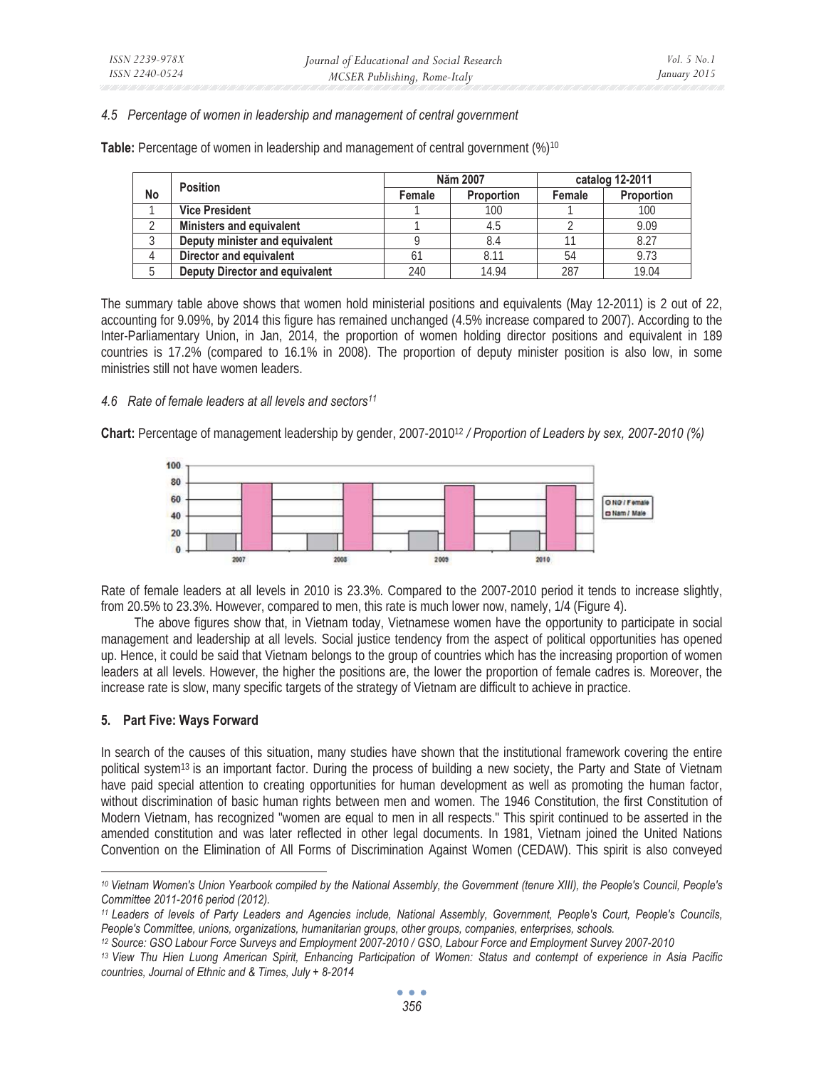### 4.5 Percentage of women in leadership and management of central government

**Table:** Percentage of women in leadership and management of central government (%)[10]

| No | Position | Năm 2007 | | catalog 12-2011 | |
|---|---|---|---|---|---|
| | | Female | Proportion | Female | Proportion |
| 1 | Vice President | 1 | 100 | 1 | 100 |
| 2 | Ministers and equivalent | 1 | 4.5 | 2 | 9.09 |
| 3 | Deputy minister and equivalent | 9 | 8.4 | 11 | 8.27 |
| 4 | Director and equivalent | 61 | 8.11 | 54 | 9.73 |
| 5 | Deputy Director and equivalent | 240 | 14.94 | 287 | 19.04 |

The summary table above shows that women hold ministerial positions and equivalents (May 12-2011) is 2 out of 22, accounting for 9.09%, by 2014 this figure has remained unchanged (4.5% increase compared to 2007). According to the Inter-Parliamentary Union, in Jan, 2014, the proportion of women holding director positions and equivalent in 189 countries is 17.2% (compared to 16.1% in 2008). The proportion of deputy minister position is also low, in some ministries still not have women leaders.

### 4.6 Rate of female leaders at all levels and sectors[11]

**Chart:** Percentage of management leadership by gender, 2007-2010[12] */ Proportion of Leaders by sex, 2007-2010 (%)*

Rate of female leaders at all levels in 2010 is 23.3%. Compared to the 2007-2010 period it tends to increase slightly, from 20.5% to 23.3%. However, compared to men, this rate is much lower now, namely, 1/4 (Figure 4).

The above figures show that, in Vietnam today, Vietnamese women have the opportunity to participate in social management and leadership at all levels. Social justice tendency from the aspect of political opportunities has opened up. Hence, it could be said that Vietnam belongs to the group of countries which has the increasing proportion of women leaders at all levels. However, the higher the positions are, the lower the proportion of female cadres is. Moreover, the increase rate is slow, many specific targets of the strategy of Vietnam are difficult to achieve in practice.

## 5. Part Five: Ways Forward

In search of the causes of this situation, many studies have shown that the institutional framework covering the entire political system[13] is an important factor. During the process of building a new society, the Party and State of Vietnam have paid special attention to creating opportunities for human development as well as promoting the human factor, without discrimination of basic human rights between men and women. The 1946 Constitution, the first Constitution of Modern Vietnam, has recognized "women are equal to men in all respects." This spirit continued to be asserted in the amended constitution and was later reflected in other legal documents. In 1981, Vietnam joined the United Nations Convention on the Elimination of All Forms of Discrimination Against Women (CEDAW). This spirit is also conveyed

---

[10] *Vietnam Women's Union Yearbook compiled by the National Assembly, the Government (tenure XIII), the People's Council, People's Committee 2011-2016 period (2012).*

[11] *Leaders of levels of Party Leaders and Agencies include, National Assembly, Government, People's Court, People's Councils, People's Committee, unions, organizations, humanitarian groups, other groups, companies, enterprises, schools.*

[12] *Source: GSO Labour Force Surveys and Employment 2007-2010 / GSO, Labour Force and Employment Survey 2007-2010*

[13] *View Thu Hien Luong American Spirit, Enhancing Participation of Women: Status and contempt of experience in Asia Pacific countries, Journal of Ethnic and & Times, July + 8-2014*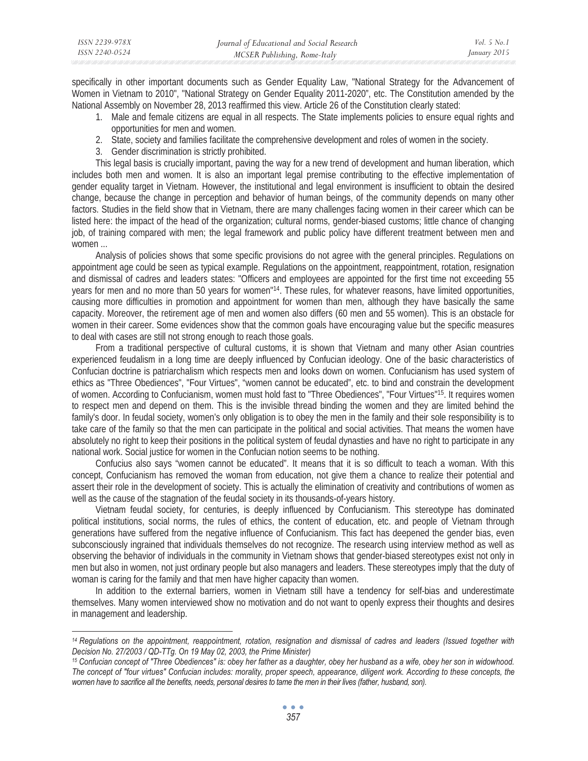specifically in other important documents such as Gender Equality Law, "National Strategy for the Advancement of Women in Vietnam to 2010", "National Strategy on Gender Equality 2011-2020", etc. The Constitution amended by the National Assembly on November 28, 2013 reaffirmed this view. Article 26 of the Constitution clearly stated:

1. Male and female citizens are equal in all respects. The State implements policies to ensure equal rights and opportunities for men and women.
2. State, society and families facilitate the comprehensive development and roles of women in the society.
3. Gender discrimination is strictly prohibited.

This legal basis is crucially important, paving the way for a new trend of development and human liberation, which includes both men and women. It is also an important legal premise contributing to the effective implementation of gender equality target in Vietnam. However, the institutional and legal environment is insufficient to obtain the desired change, because the change in perception and behavior of human beings, of the community depends on many other factors. Studies in the field show that in Vietnam, there are many challenges facing women in their career which can be listed here: the impact of the head of the organization; cultural norms, gender-biased customs; little chance of changing job, of training compared with men; the legal framework and public policy have different treatment between men and women ...

Analysis of policies shows that some specific provisions do not agree with the general principles. Regulations on appointment age could be seen as typical example. Regulations on the appointment, reappointment, rotation, resignation and dismissal of cadres and leaders states: "Officers and employees are appointed for the first time not exceeding 55 years for men and no more than 50 years for women"[14]. These rules, for whatever reasons, have limited opportunities, causing more difficulties in promotion and appointment for women than men, although they have basically the same capacity. Moreover, the retirement age of men and women also differs (60 men and 55 women). This is an obstacle for women in their career. Some evidences show that the common goals have encouraging value but the specific measures to deal with cases are still not strong enough to reach those goals.

From a traditional perspective of cultural customs, it is shown that Vietnam and many other Asian countries experienced feudalism in a long time are deeply influenced by Confucian ideology. One of the basic characteristics of Confucian doctrine is patriarchalism which respects men and looks down on women. Confucianism has used system of ethics as "Three Obediences", "Four Virtues", "women cannot be educated", etc. to bind and constrain the development of women. According to Confucianism, women must hold fast to "Three Obediences", "Four Virtues"[15]. It requires women to respect men and depend on them. This is the invisible thread binding the women and they are limited behind the family's door. In feudal society, women's only obligation is to obey the men in the family and their sole responsibility is to take care of the family so that the men can participate in the political and social activities. That means the women have absolutely no right to keep their positions in the political system of feudal dynasties and have no right to participate in any national work. Social justice for women in the Confucian notion seems to be nothing.

Confucius also says "women cannot be educated". It means that it is so difficult to teach a woman. With this concept, Confucianism has removed the woman from education, not give them a chance to realize their potential and assert their role in the development of society. This is actually the elimination of creativity and contributions of women as well as the cause of the stagnation of the feudal society in its thousands-of-years history.

Vietnam feudal society, for centuries, is deeply influenced by Confucianism. This stereotype has dominated political institutions, social norms, the rules of ethics, the content of education, etc. and people of Vietnam through generations have suffered from the negative influence of Confucianism. This fact has deepened the gender bias, even subconsciously ingrained that individuals themselves do not recognize. The research using interview method as well as observing the behavior of individuals in the community in Vietnam shows that gender-biased stereotypes exist not only in men but also in women, not just ordinary people but also managers and leaders. These stereotypes imply that the duty of woman is caring for the family and that men have higher capacity than women.

In addition to the external barriers, women in Vietnam still have a tendency for self-bias and underestimate themselves. Many women interviewed show no motivation and do not want to openly express their thoughts and desires in management and leadership.

---

*[14] Regulations on the appointment, reappointment, rotation, resignation and dismissal of cadres and leaders (Issued together with Decision No. 27/2003 / QD-TTg. On 19 May 02, 2003, the Prime Minister)*

*[15] Confucian concept of "Three Obediences" is: obey her father as a daughter, obey her husband as a wife, obey her son in widowhood. The concept of "four virtues" Confucian includes: morality, proper speech, appearance, diligent work. According to these concepts, the women have to sacrifice all the benefits, needs, personal desires to tame the men in their lives (father, husband, son).*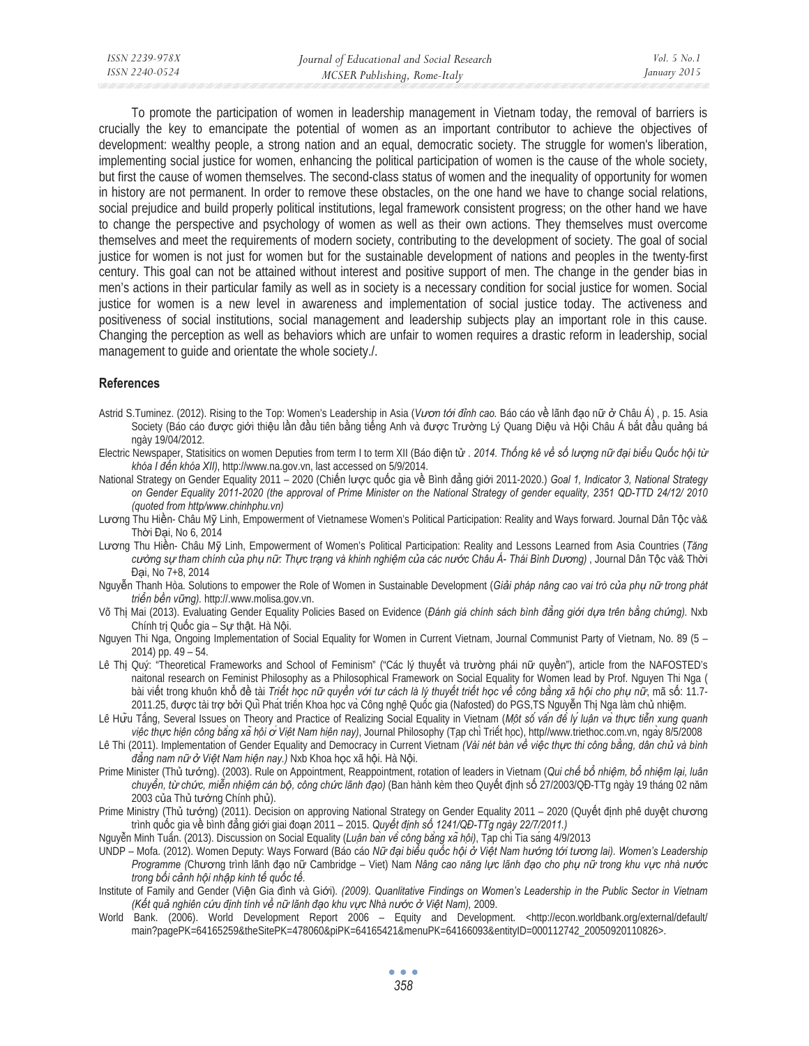To promote the participation of women in leadership management in Vietnam today, the removal of barriers is crucially the key to emancipate the potential of women as an important contributor to achieve the objectives of development: wealthy people, a strong nation and an equal, democratic society. The struggle for women's liberation, implementing social justice for women, enhancing the political participation of women is the cause of the whole society, but first the cause of women themselves. The second-class status of women and the inequality of opportunity for women in history are not permanent. In order to remove these obstacles, on the one hand we have to change social relations, social prejudice and build properly political institutions, legal framework consistent progress; on the other hand we have to change the perspective and psychology of women as well as their own actions. They themselves must overcome themselves and meet the requirements of modern society, contributing to the development of society. The goal of social justice for women is not just for women but for the sustainable development of nations and peoples in the twenty-first century. This goal can not be attained without interest and positive support of men. The change in the gender bias in men's actions in their particular family as well as in society is a necessary condition for social justice for women. Social justice for women is a new level in awareness and implementation of social justice today. The activeness and positiveness of social institutions, social management and leadership subjects play an important role in this cause. Changing the perception as well as behaviors which are unfair to women requires a drastic reform in leadership, social management to guide and orientate the whole society./.

## References

Astrid S.Tuminez. (2012). Rising to the Top: Women's Leadership in Asia (*Vươn tới đỉnh cao.* Báo cáo về lãnh đạo nữ ở Châu Á) , p. 15. Asia Society (Báo cáo được giới thiệu lần đầu tiên bằng tiếng Anh và được Trường Lý Quang Diệu và Hội Châu Á bắt đầu quảng bá ngày 19/04/2012.

Electric Newspaper, Statisitics on women Deputies from term I to term XII (Báo điện tử . *2014. Thống kê về số lượng nữ đại biểu Quốc hội từ khóa I đến khóa XII)*, http://www.na.gov.vn, last accessed on 5/9/2014.

National Strategy on Gender Equality 2011 – 2020 (Chiến lược quốc gia về Bình đẳng giới 2011-2020.) *Goal 1, Indicator 3, National Strategy on Gender Equality 2011-2020 (the approval of Prime Minister on the National Strategy of gender equality, 2351 QD-TTD 24/12/ 2010 (quoted from http/www.chinhphu.vn)*

Lương Thu Hiền- Châu Mỹ Linh, Empowerment of Vietnamese Women's Political Participation: Reality and Ways forward. Journal Dân Tộc và& Thời Đại, No 6, 2014

Lương Thu Hiền- Châu Mỹ Linh, Empowerment of Women's Political Participation: Reality and Lessons Learned from Asia Countries (*Tăng cường sự tham chính của phụ nữ: Thực trạng và khinh nghiệm của các nước Châu Á- Thái Bình Dương)* , Journal Dân Tộc và& Thời Đại, No 7+8, 2014

Nguyễn Thanh Hòa. Solutions to empower the Role of Women in Sustainable Development (*Giải pháp nâng cao vai trò của phụ nữ trong phát triển bền vững).* http://.www.molisa.gov.vn.

Võ Thị Mai (2013). Evaluating Gender Equality Policies Based on Evidence (*Đánh giá chính sách bình đẳng giới dựa trên bằng chứng).* Nxb Chính trị Quốc gia – Sự thật. Hà Nội.

Nguyen Thi Nga, Ongoing Implementation of Social Equality for Women in Current Vietnam, Journal Communist Party of Vietnam, No. 89 (5 – 2014) pp. 49 – 54.

Lê Thị Quý: "Theoretical Frameworks and School of Feminism" ("Các lý thuyết và trường phái nữ quyền"), article from the NAFOSTED's naitonal research on Feminist Philosophy as a Philosophical Framework on Social Equality for Women lead by Prof. Nguyen Thi Nga ( bài viết trong khuôn khổ đề tài *Triết học nữ quyền với tư cách là lý thuyết triết học về công bằng xã hội cho phụ nữ*, mã số: 11.7-2011.25, được tài trợ bởi Quĩ Phát triển Khoa học và Công nghệ Quốc gia (Nafosted) do PGS,TS Nguyễn Thị Nga làm chủ nhiệm.

Lê Hữu Tầng, Several Issues on Theory and Practice of Realizing Social Equality in Vietnam (*Một số vấn đề lý luận và thực tiễn xung quanh việc thực hiện công bằng xã hội ở Việt Nam hiện nay)*, Journal Philosophy (Tạp chí Triết học), http//www.triethoc.com.vn, ngày 8/5/2008

Lê Thi (2011). Implementation of Gender Equality and Democracy in Current Vietnam *(Vài nét bàn về việc thực thi công bằng, dân chủ và bình đẳng nam nữ ở Việt Nam hiện nay.)* Nxb Khoa học xã hội. Hà Nội.

Prime Minister (Thủ tướng). (2003). Rule on Appointment, Reappointment, rotation of leaders in Vietnam (*Qui chế bổ nhiệm, bổ nhiệm lại, luân chuyển, từ chức, miễn nhiệm cán bộ, công chức lãnh đạo)* (Ban hành kèm theo Quyết định số 27/2003/QĐ-TTg ngày 19 tháng 02 năm 2003 của Thủ tướng Chính phủ).

Prime Ministry (Thủ tướng) (2011). Decision on approving National Strategy on Gender Equality 2011 – 2020 (Quyết định phê duyệt chương trình quốc gia về bình đẳng giới giai đoạn 2011 – 2015. *Quyết định số 1241/QĐ-TTg ngày 22/7/2011.)*

Nguyễn Minh Tuấn. (2013). Discussion on Social Equality (*Luận bàn về công bằng xã hội)*, Tạp chí Tia sáng 4/9/2013

UNDP – Mofa. (2012). Women Deputy: Ways Forward (Báo cáo *Nữ đại biểu quốc hội ở Việt Nam hướng tới tương lai). Women's Leadership Programme (*Chương trình lãnh đạo nữ Cambridge – Viet) Nam *Nâng cao năng lực lãnh đạo cho phụ nữ trong khu vực nhà nước trong bối cảnh hội nhập kinh tế quốc tế.*

Institute of Family and Gender (Viện Gia đình và Giới). *(2009). Quanlitative Findings on Women's Leadership in the Public Sector in Vietnam (Kết quả nghiên cứu định tính về nữ lãnh đạo khu vực Nhà nước ở Việt Nam),* 2009.

World Bank. (2006). World Development Report 2006 – Equity and Development. <http://econ.worldbank.org/external/default/main?pagePK=64165259&theSitePK=478060&piPK=64165421&menuPK=64166093&entityID=000112742_20050920110826>.